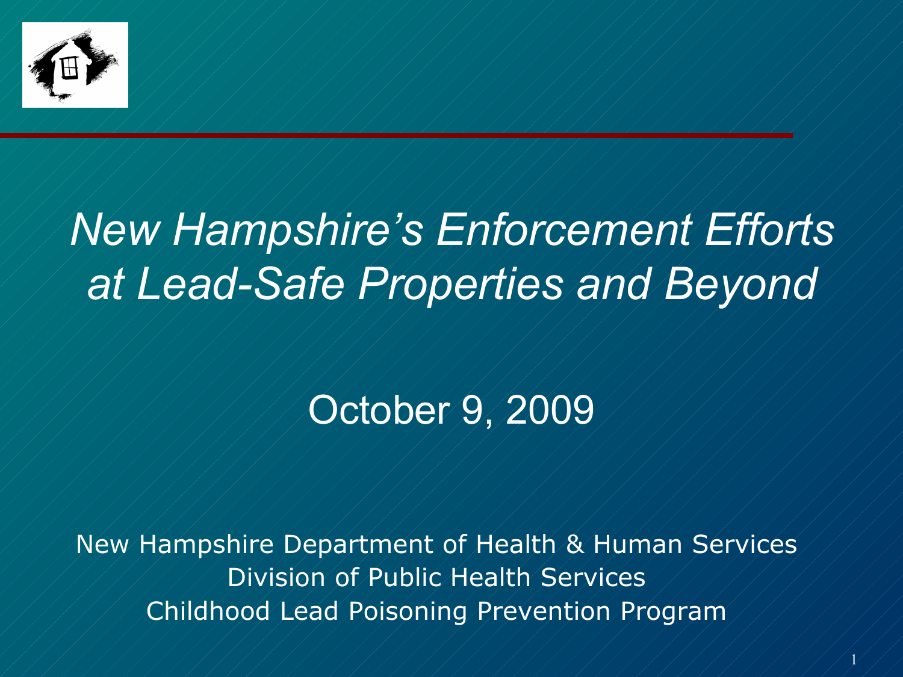# *New Hampshire's Enforcement Efforts at Lead-Safe Properties and Beyond*

October 9, 2009

New Hampshire Department of Health & Human Services
Division of Public Health Services
Childhood Lead Poisoning Prevention Program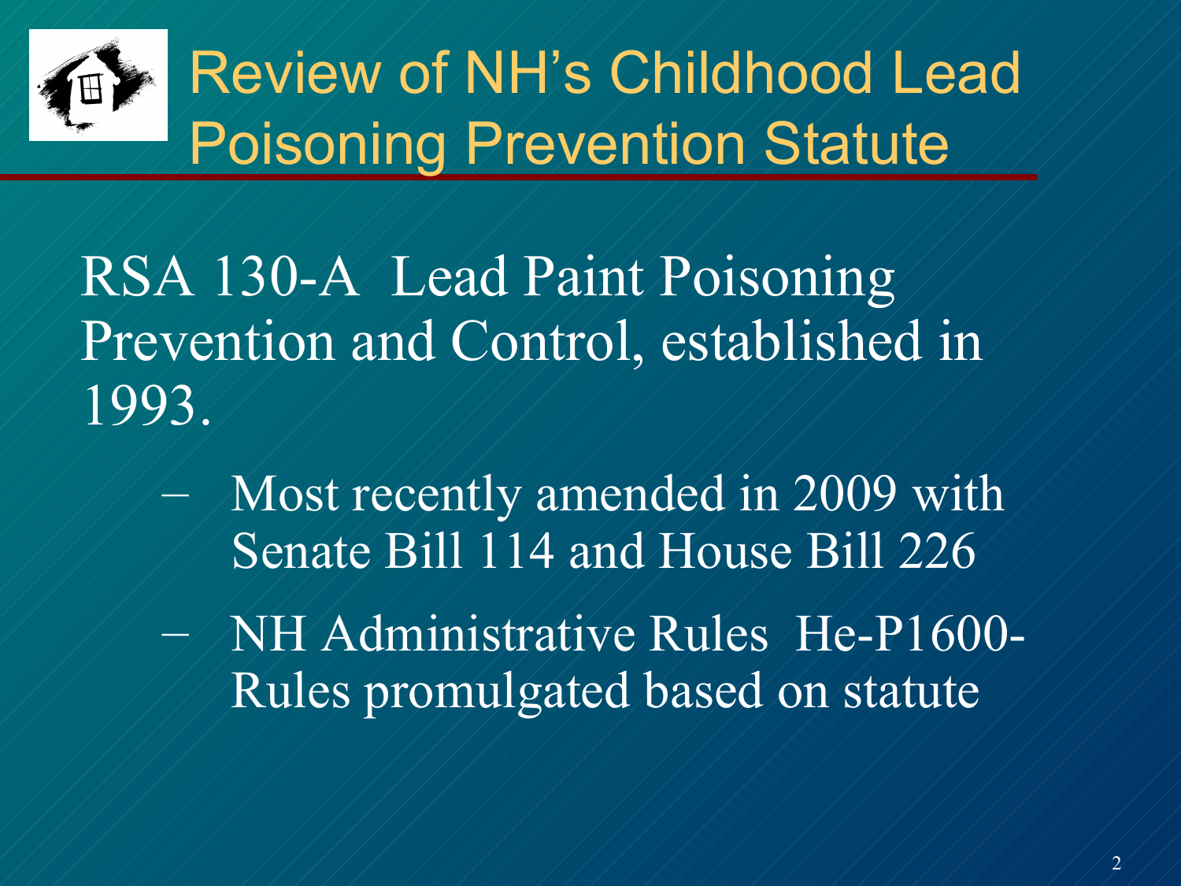# Review of NH's Childhood Lead Poisoning Prevention Statute

RSA 130-A Lead Paint Poisoning Prevention and Control, established in 1993.

- Most recently amended in 2009 with Senate Bill 114 and House Bill 226
- NH Administrative Rules He-P1600- Rules promulgated based on statute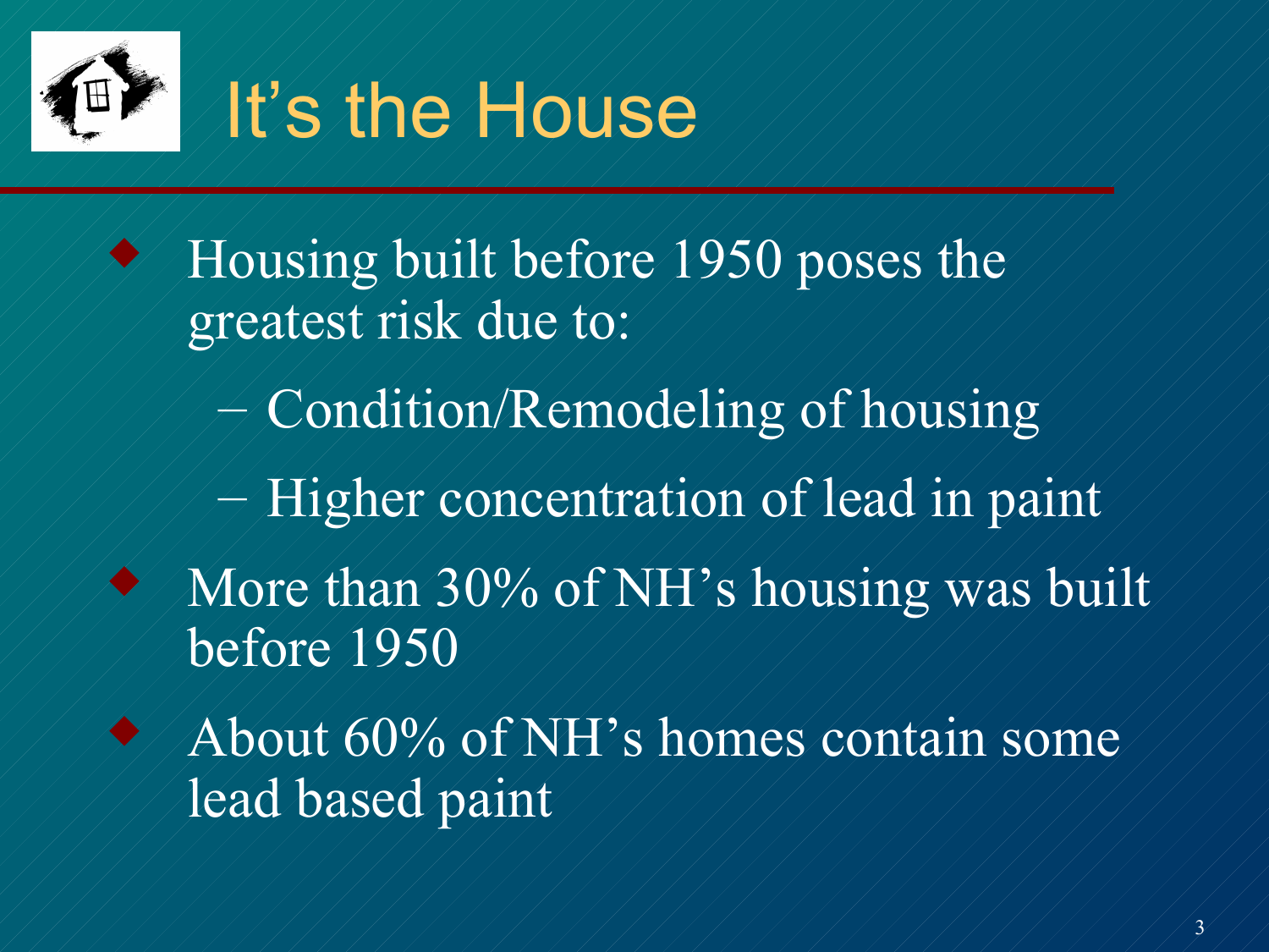# It's the House

- Housing built before 1950 poses the greatest risk due to:
  - Condition/Remodeling of housing
  - Higher concentration of lead in paint
- More than 30% of NH's housing was built before 1950
- About 60% of NH's homes contain some lead based paint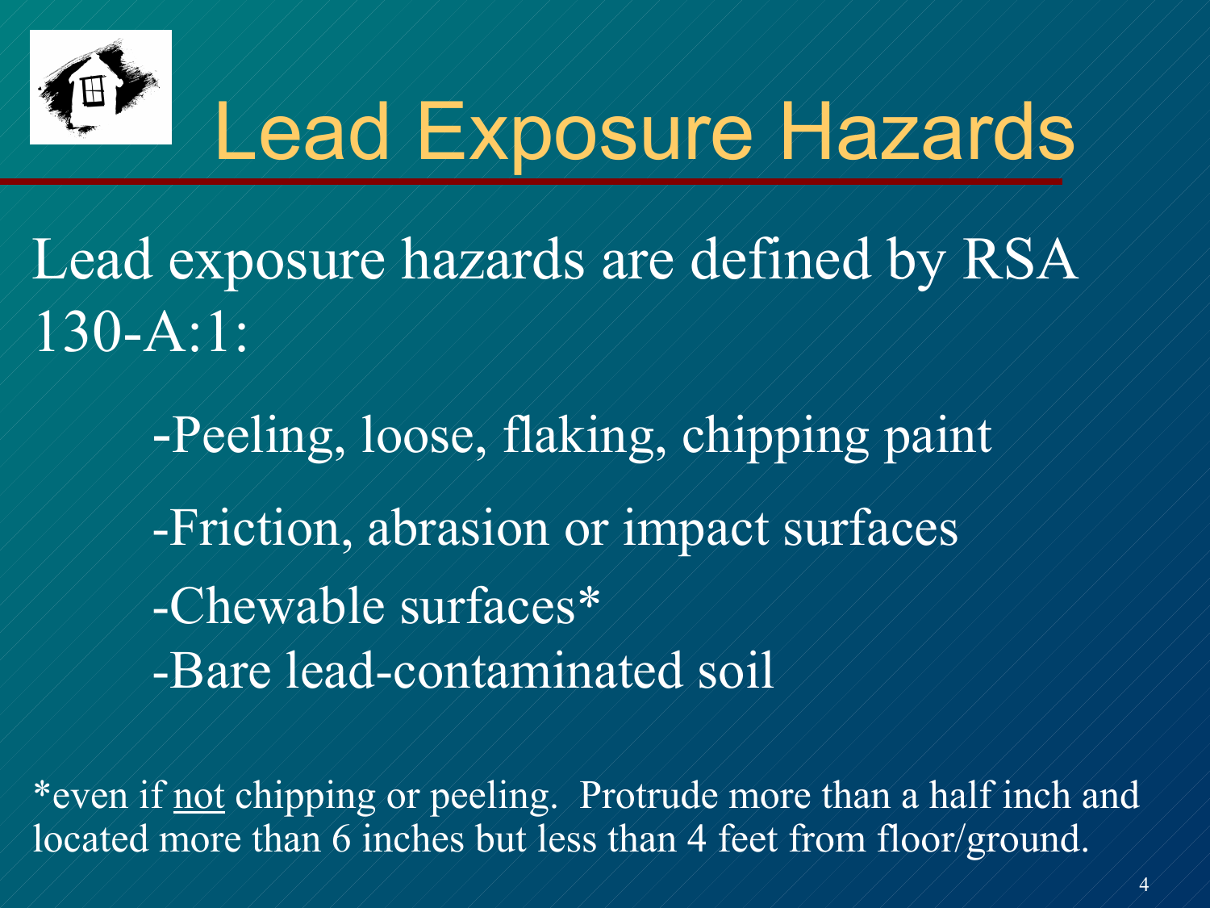# Lead Exposure Hazards

Lead exposure hazards are defined by RSA 130-A:1:

- -Peeling, loose, flaking, chipping paint
- -Friction, abrasion or impact surfaces
- -Chewable surfaces*
- -Bare lead-contaminated soil

*even if <u>not</u> chipping or peeling. Protrude more than a half inch and located more than 6 inches but less than 4 feet from floor/ground.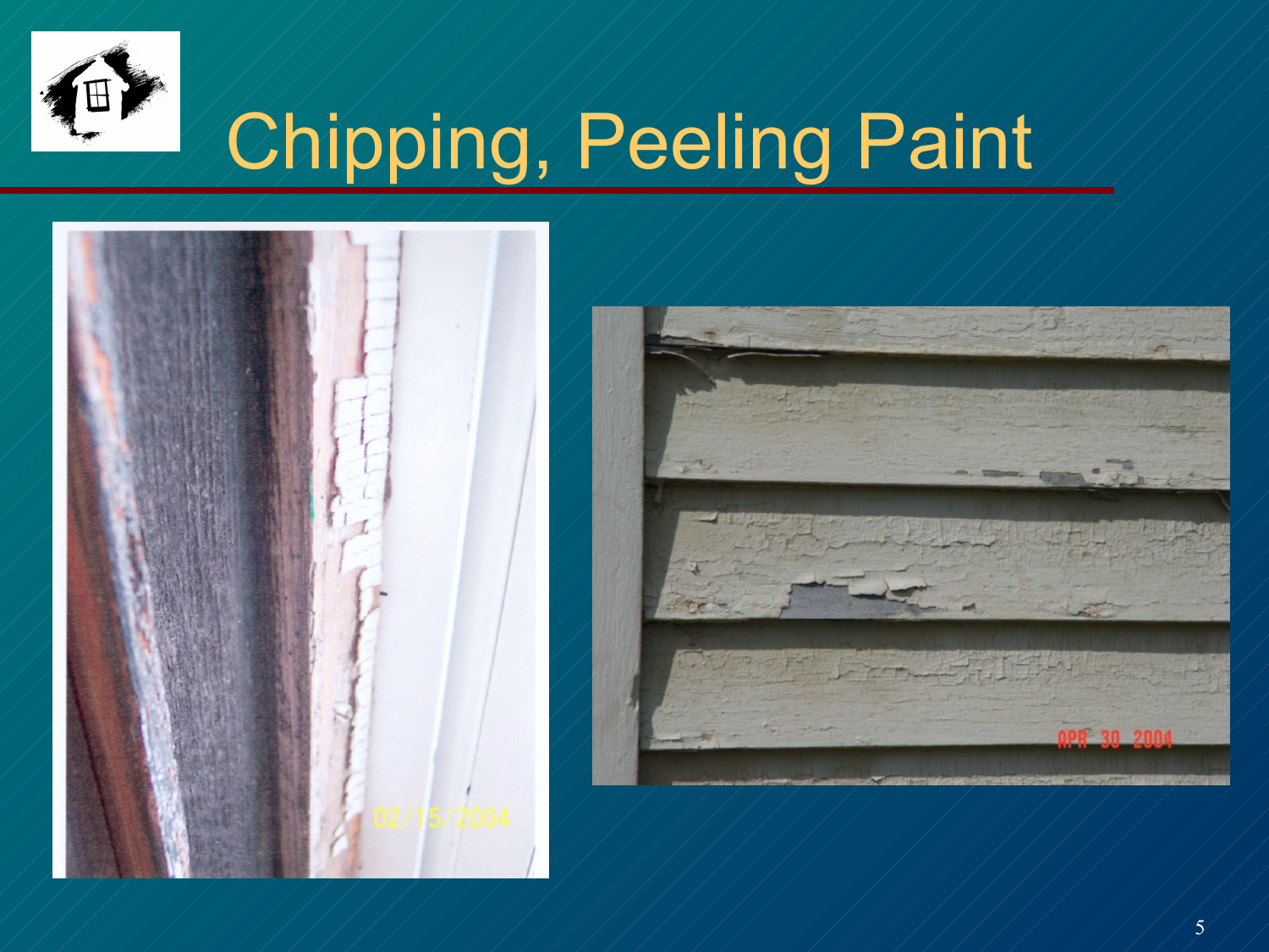# Chipping, Peeling Paint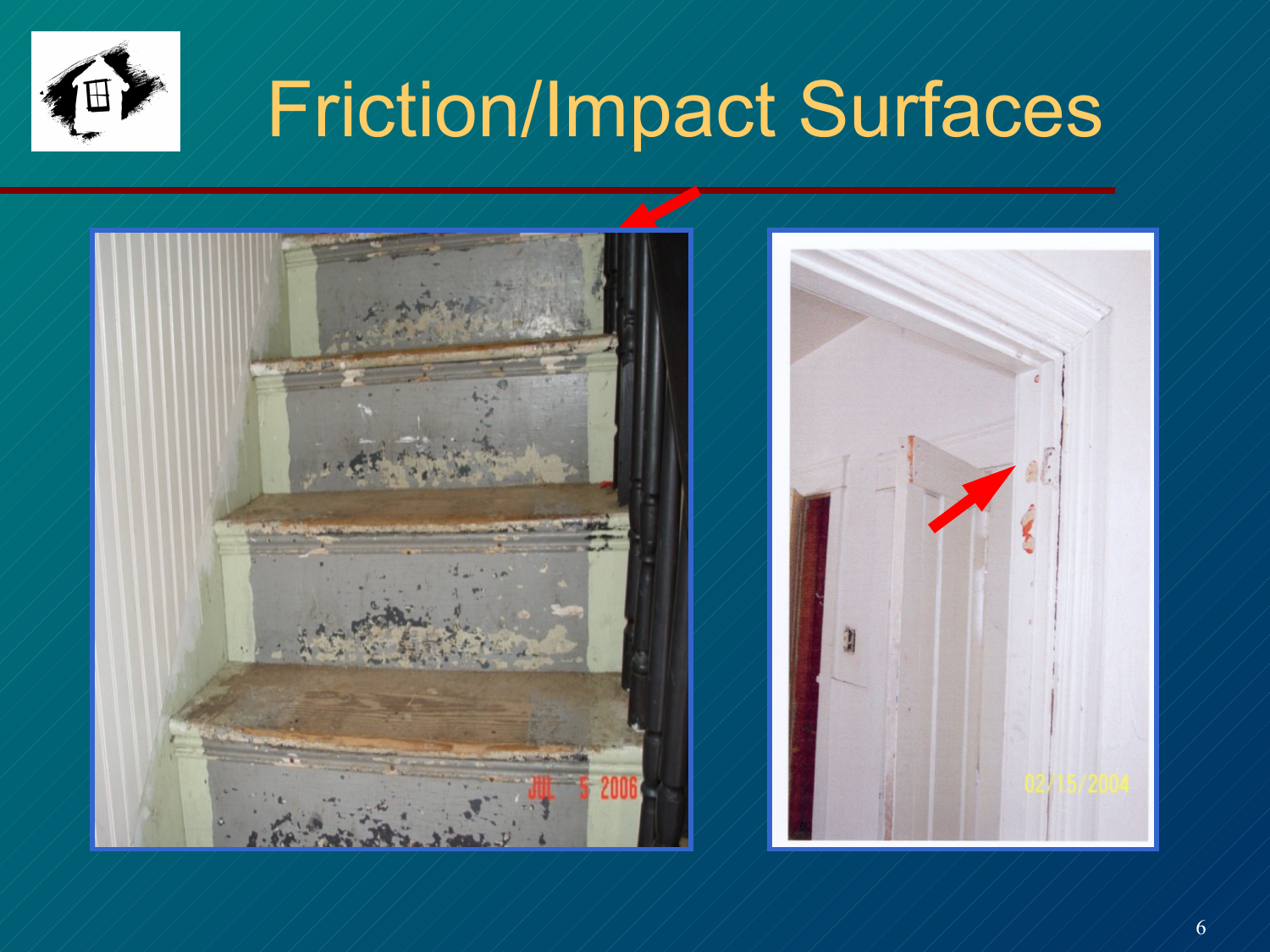# Friction/Impact Surfaces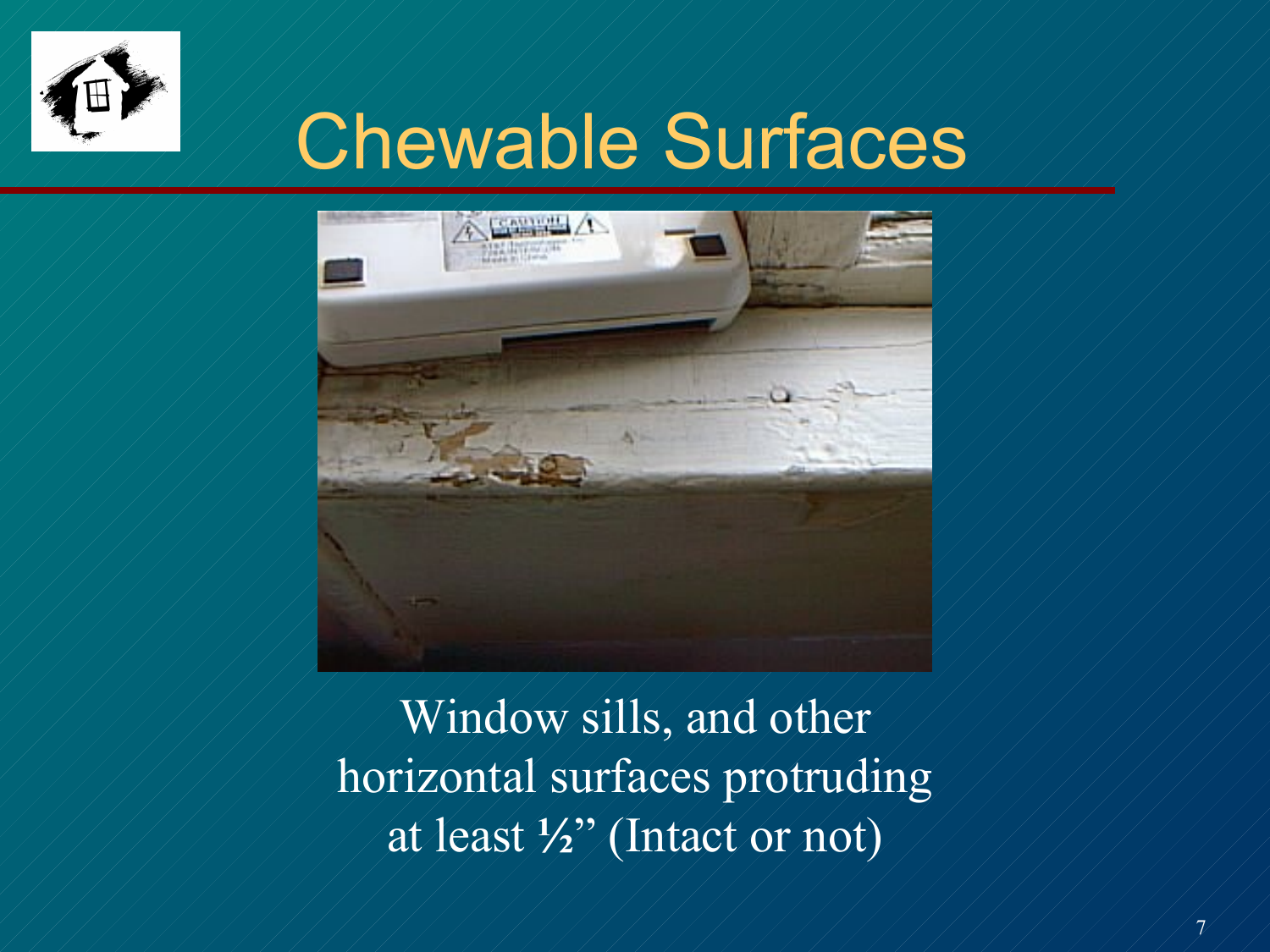# Chewable Surfaces

Window sills, and other horizontal surfaces protruding at least ½" (Intact or not)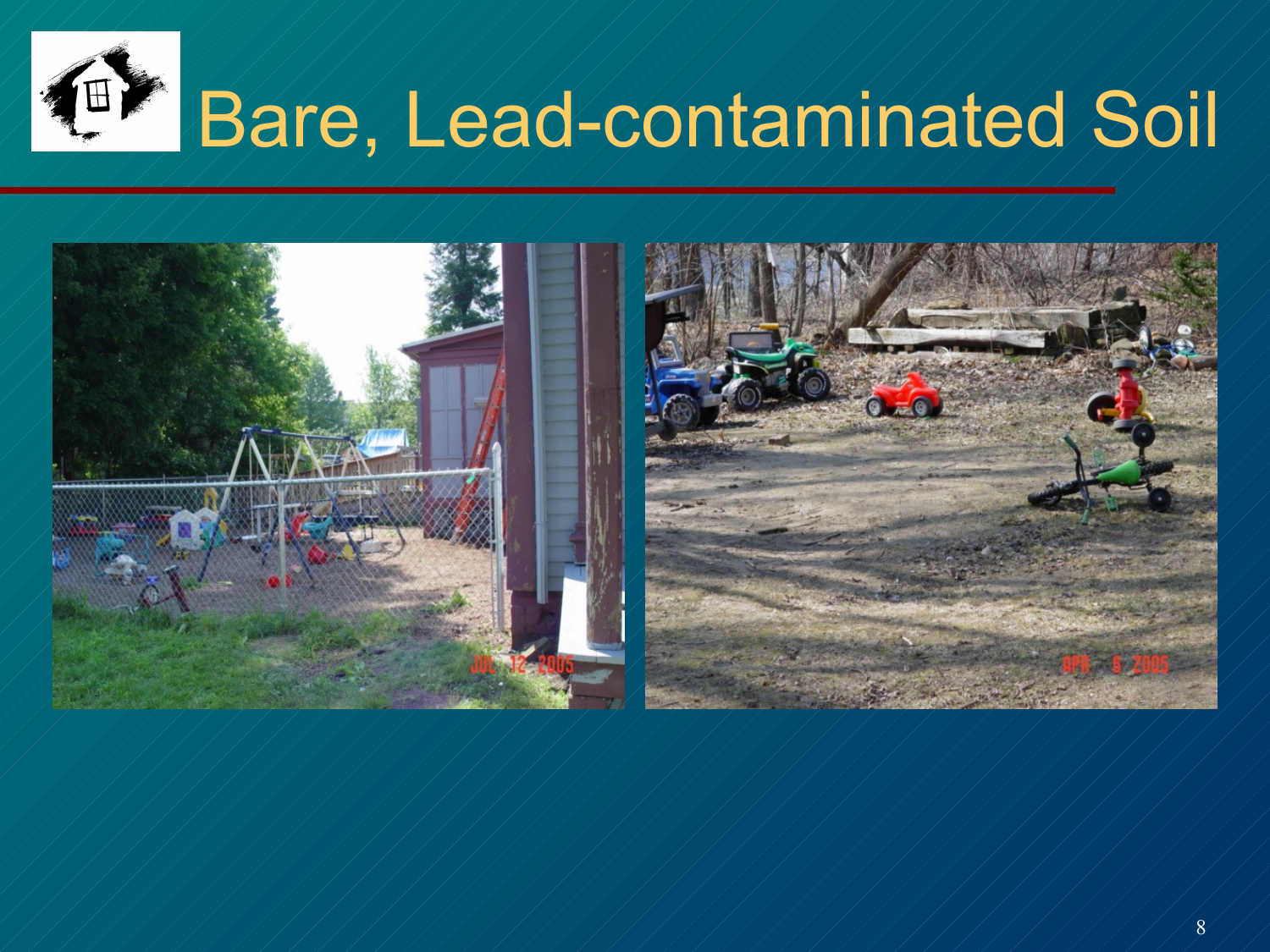# Bare, Lead-contaminated Soil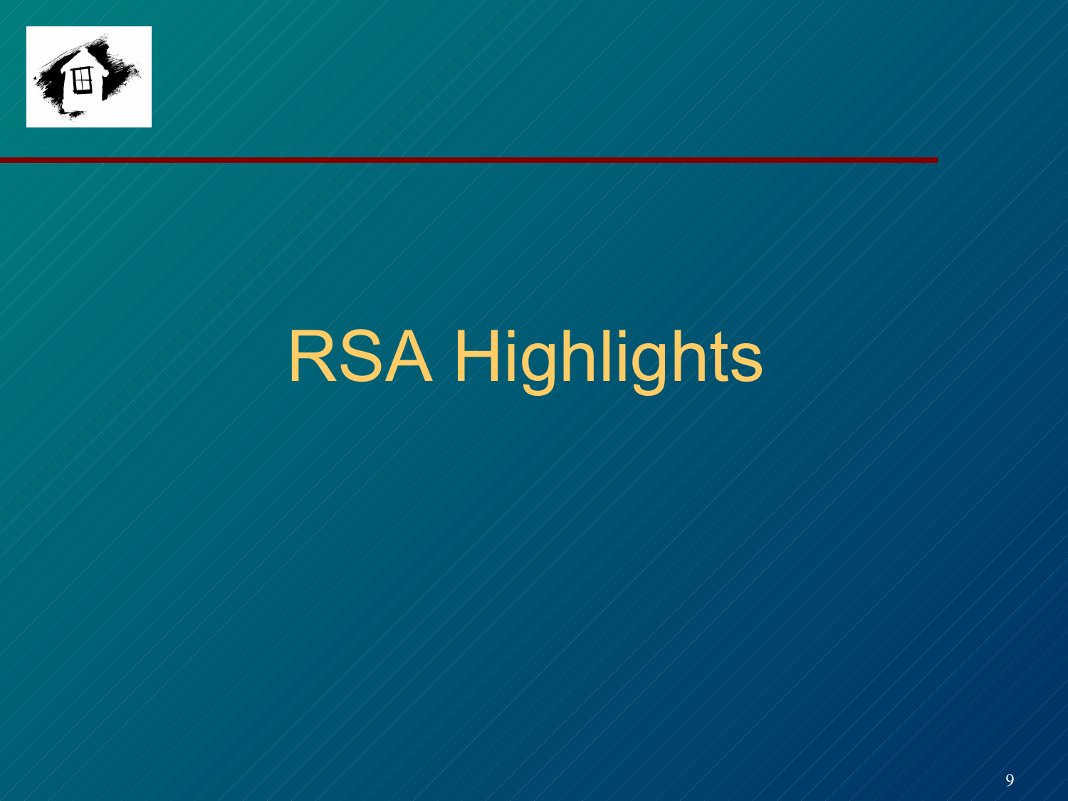# RSA Highlights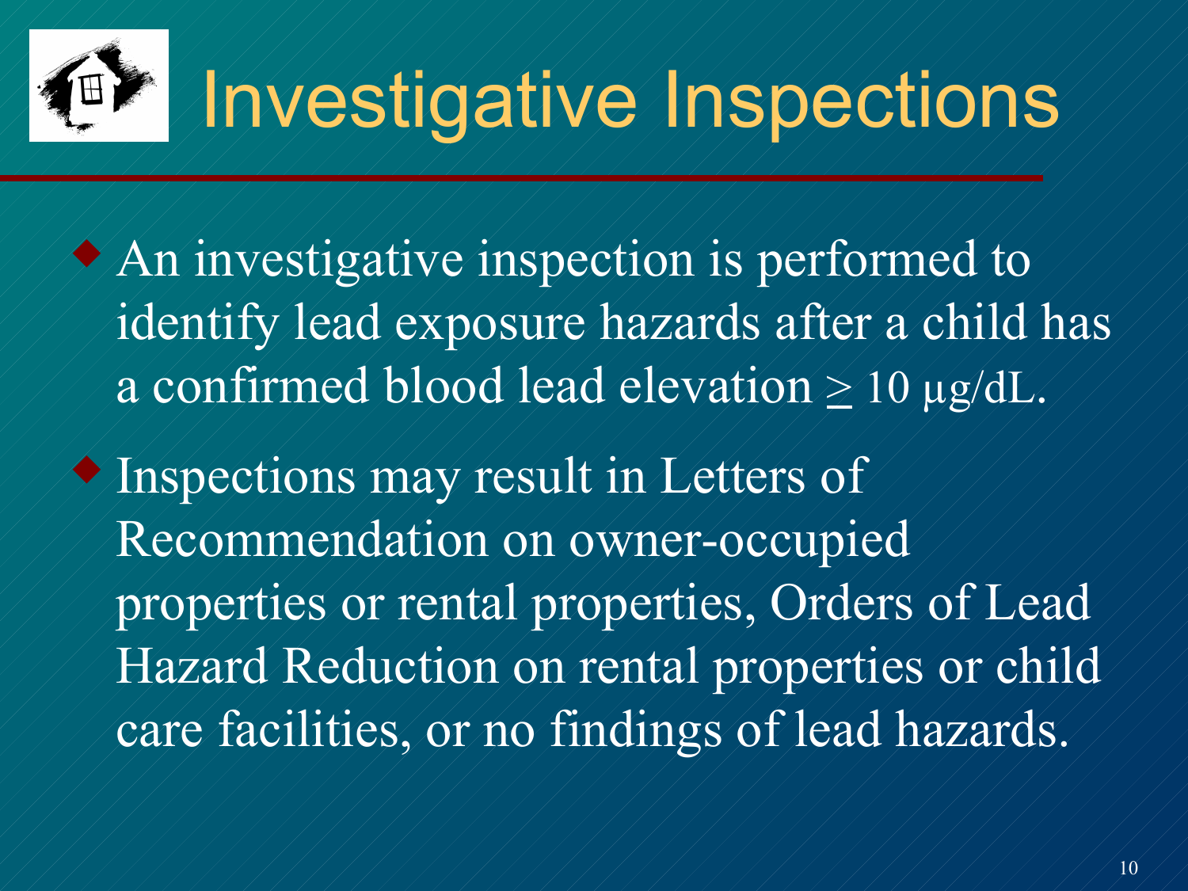# Investigative Inspections

- An investigative inspection is performed to identify lead exposure hazards after a child has a confirmed blood lead elevation $\geq$ 10 μg/dL.
- Inspections may result in Letters of Recommendation on owner-occupied properties or rental properties, Orders of Lead Hazard Reduction on rental properties or child care facilities, or no findings of lead hazards.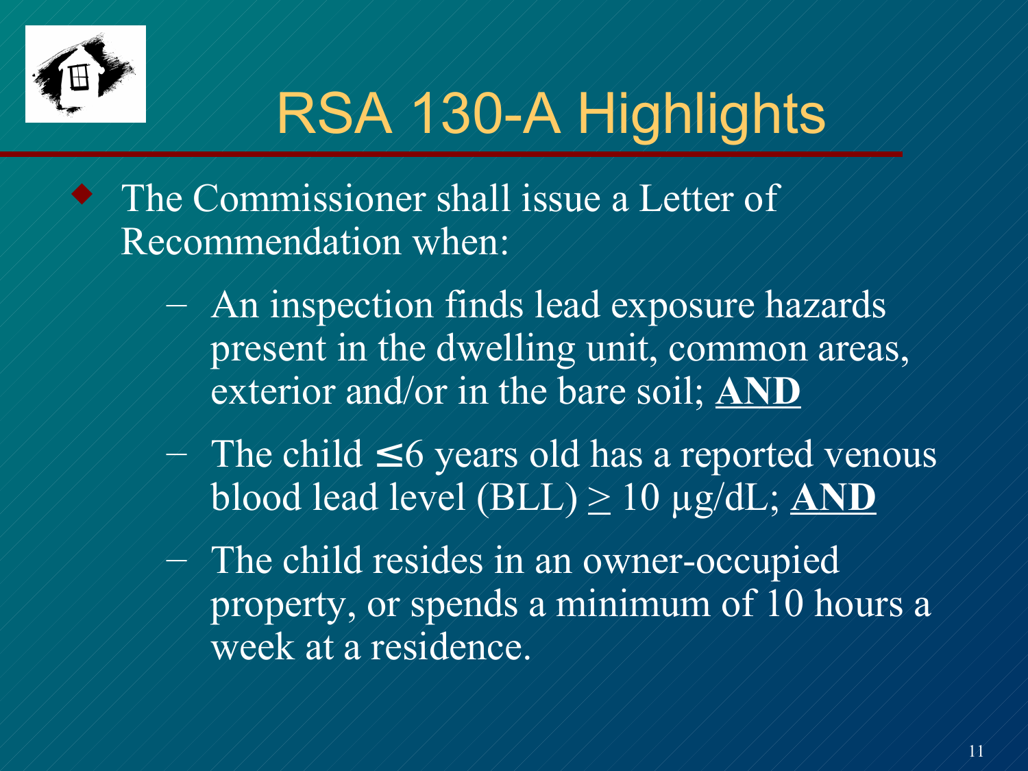# RSA 130-A Highlights

- The Commissioner shall issue a Letter of Recommendation when:
  - An inspection finds lead exposure hazards present in the dwelling unit, common areas, exterior and/or in the bare soil; **AND**
  - The child $\leq$6 years old has a reported venous blood lead level (BLL) $\geq$ 10 μg/dL; **AND**
  - The child resides in an owner-occupied property, or spends a minimum of 10 hours a week at a residence.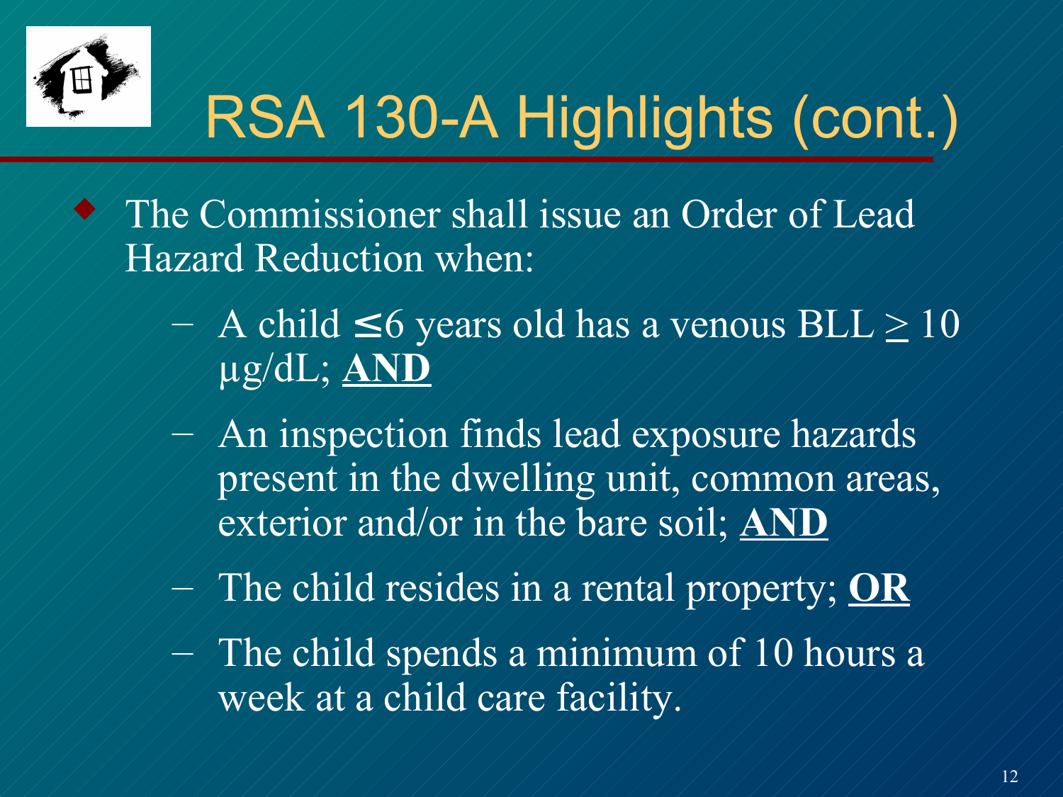# RSA 130-A Highlights (cont.)

- The Commissioner shall issue an Order of Lead Hazard Reduction when:
  - A child $\leq$6 years old has a venous BLL $\geq$ 10 μg/dL; **AND**
  - An inspection finds lead exposure hazards present in the dwelling unit, common areas, exterior and/or in the bare soil; **AND**
  - The child resides in a rental property; **OR**
  - The child spends a minimum of 10 hours a week at a child care facility.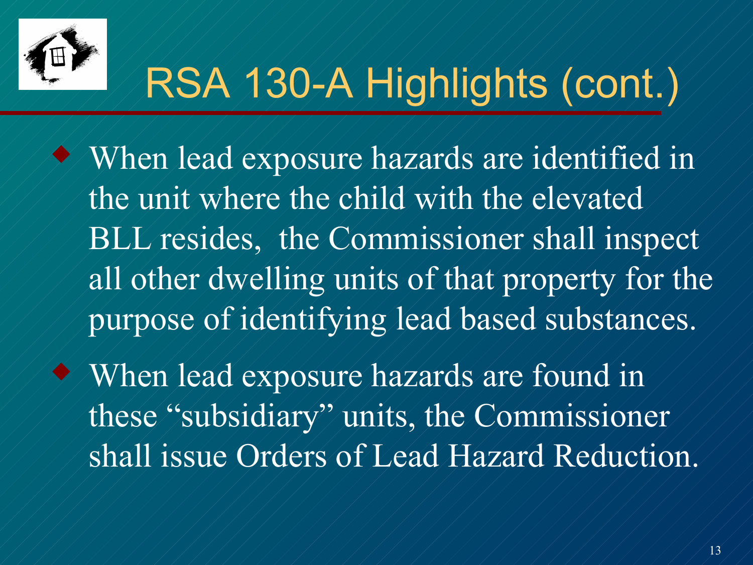# RSA 130-A Highlights (cont.)

- When lead exposure hazards are identified in the unit where the child with the elevated BLL resides, the Commissioner shall inspect all other dwelling units of that property for the purpose of identifying lead based substances.
- When lead exposure hazards are found in these "subsidiary" units, the Commissioner shall issue Orders of Lead Hazard Reduction.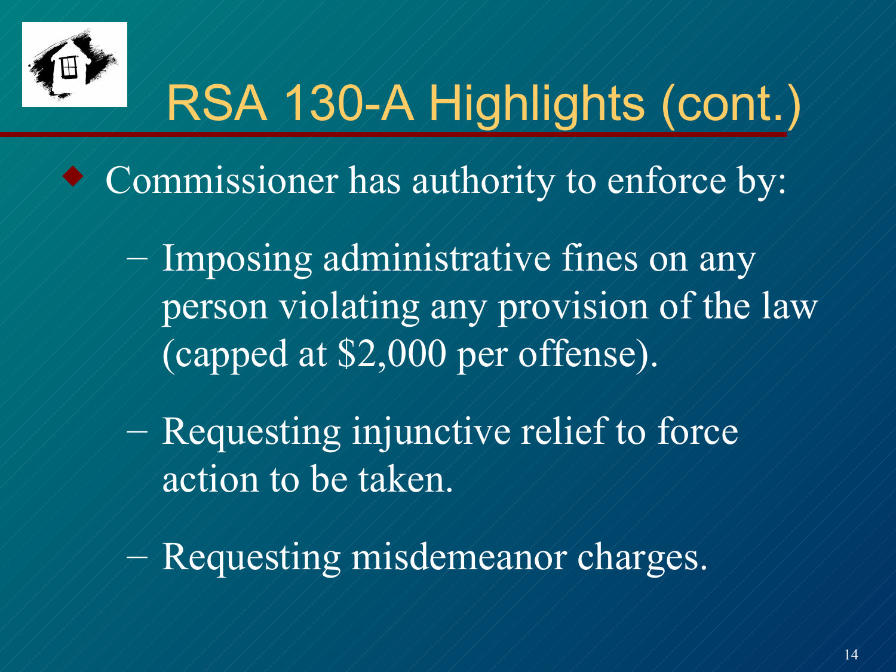# RSA 130-A Highlights (cont.)

- Commissioner has authority to enforce by:
  - Imposing administrative fines on any person violating any provision of the law (capped at $2,000 per offense).
  - Requesting injunctive relief to force action to be taken.
  - Requesting misdemeanor charges.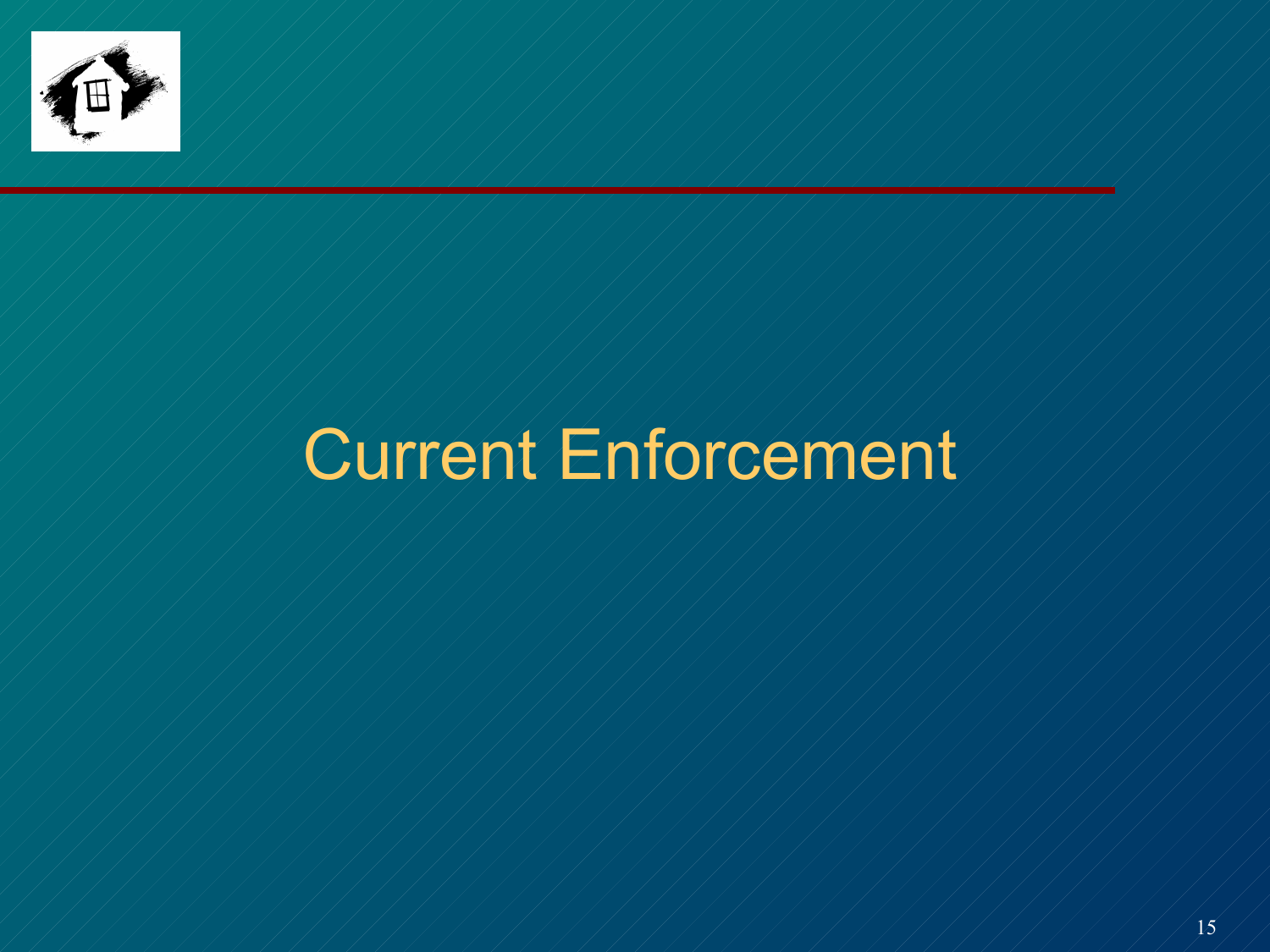# Current Enforcement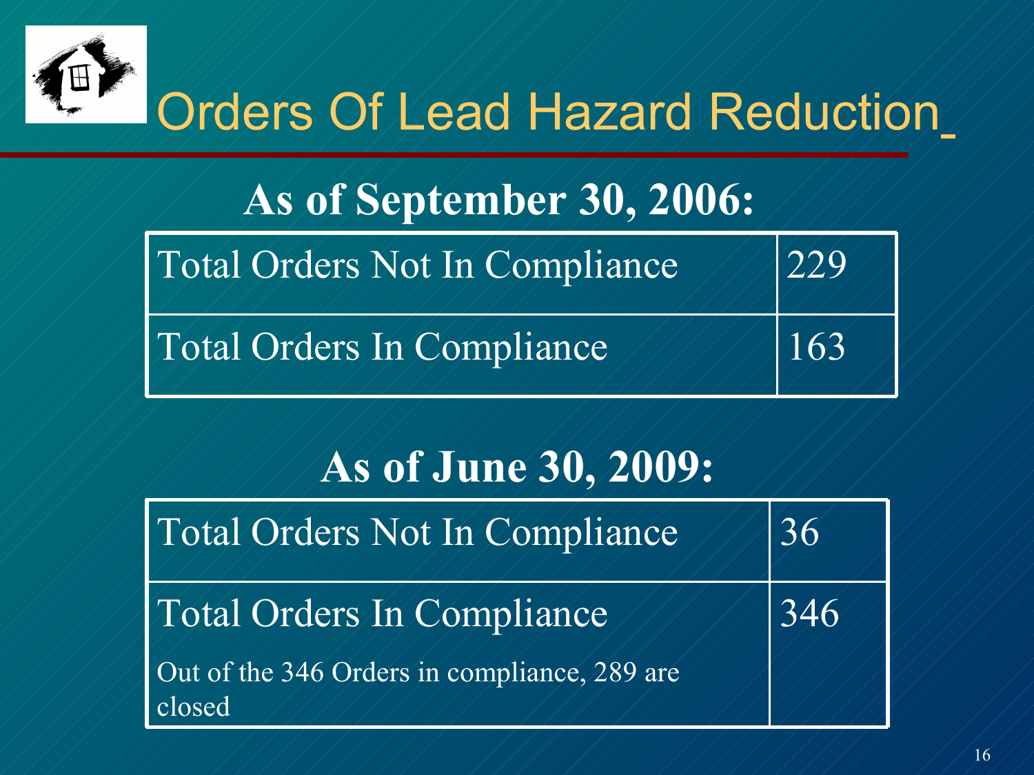# Orders Of Lead Hazard Reduction

## As of September 30, 2006:

| Total Orders Not In Compliance | 229 |
|---|---|
| Total Orders In Compliance | 163 |

## As of June 30, 2009:

| Total Orders Not In Compliance | 36 |
|---|---|
| Total Orders In Compliance<br>Out of the 346 Orders in compliance, 289 are closed | 346 |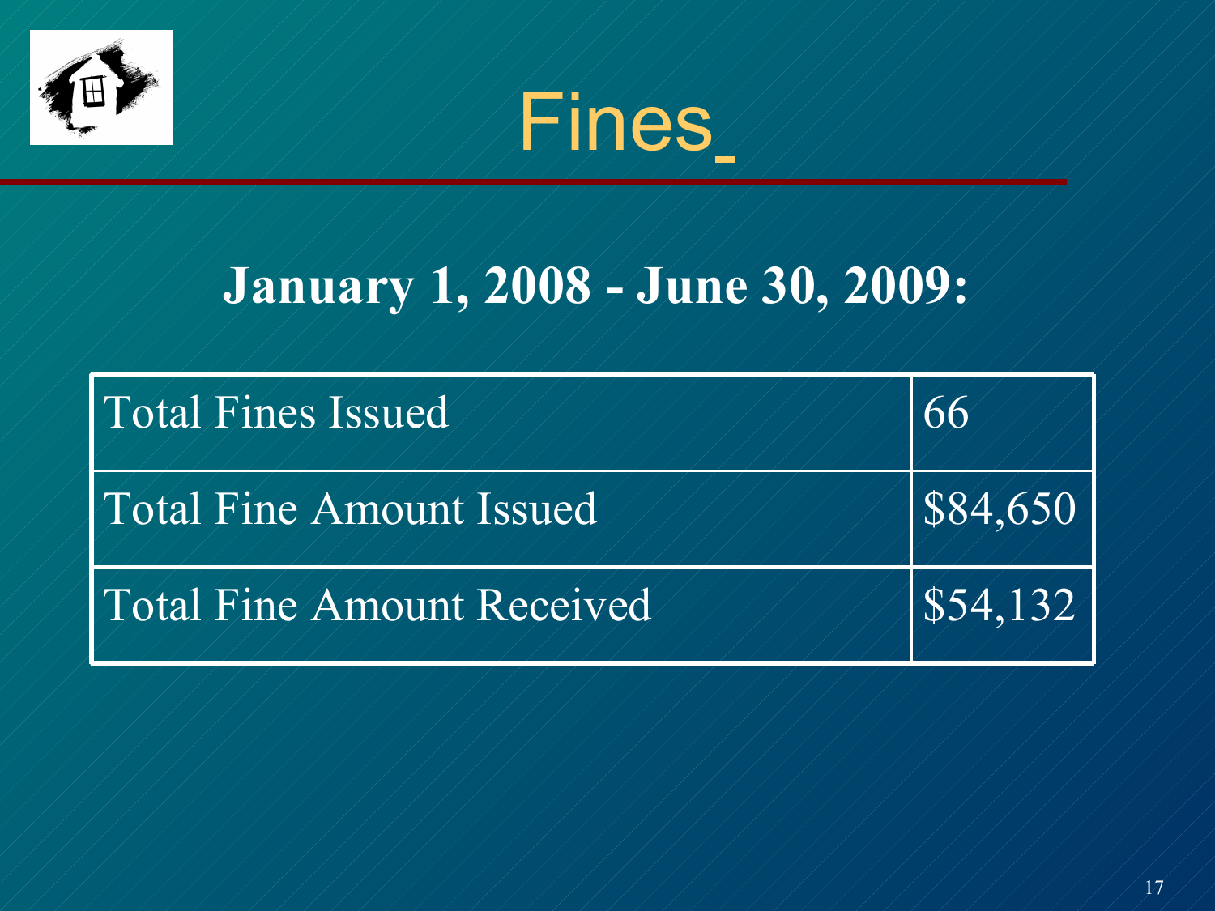# Fines

**January 1, 2008 - June 30, 2009:**

| | |
|---|---|
| Total Fines Issued | 66 |
| Total Fine Amount Issued | $84,650 |
| Total Fine Amount Received | $54,132 |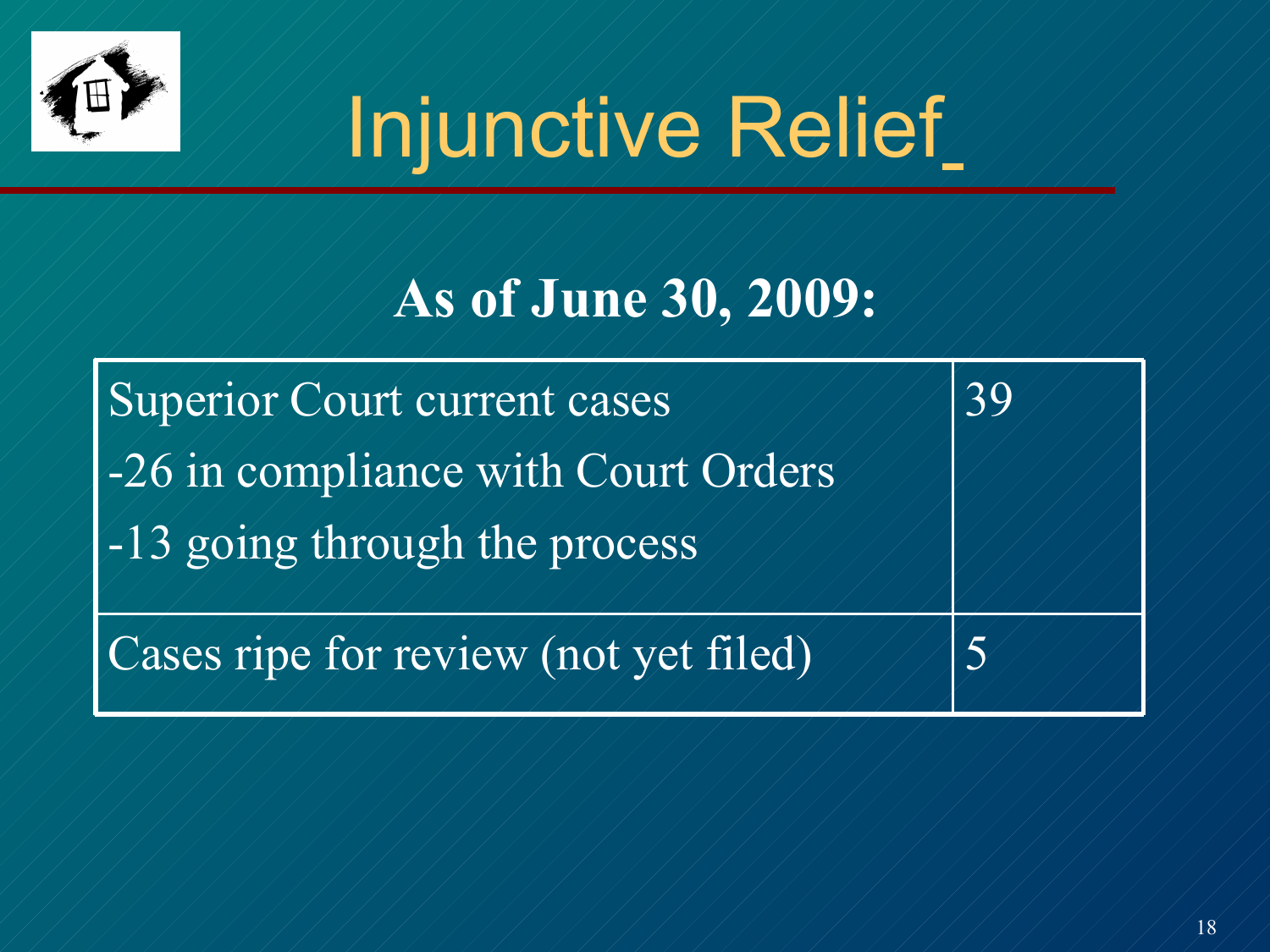# Injunctive Relief

## As of June 30, 2009:

| | |
|---|---|
| Superior Court current cases<br>-26 in compliance with Court Orders<br>-13 going through the process | 39 |
| Cases ripe for review (not yet filed) | 5 |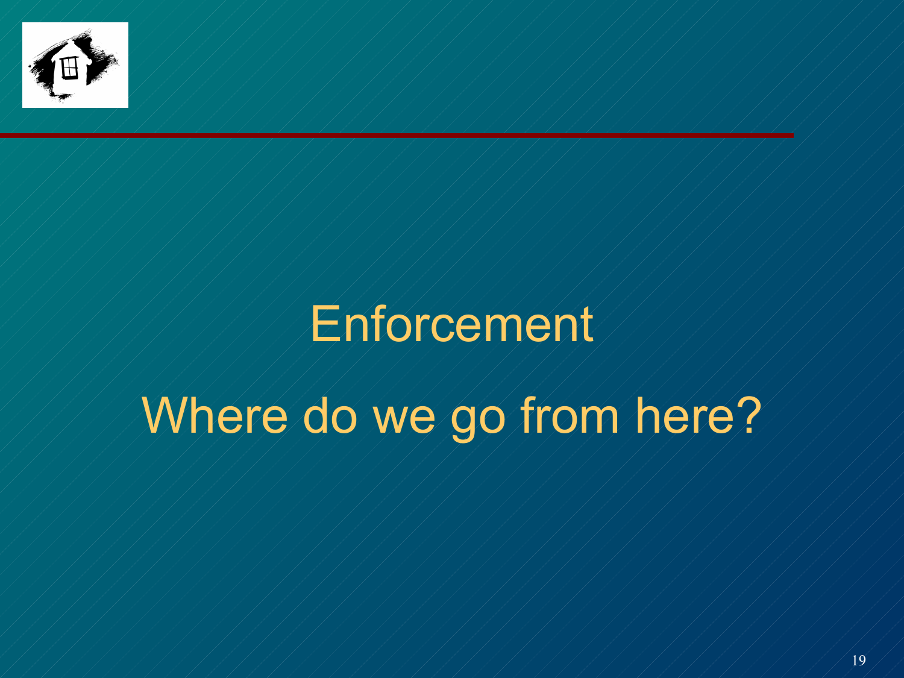# Enforcement

## Where do we go from here?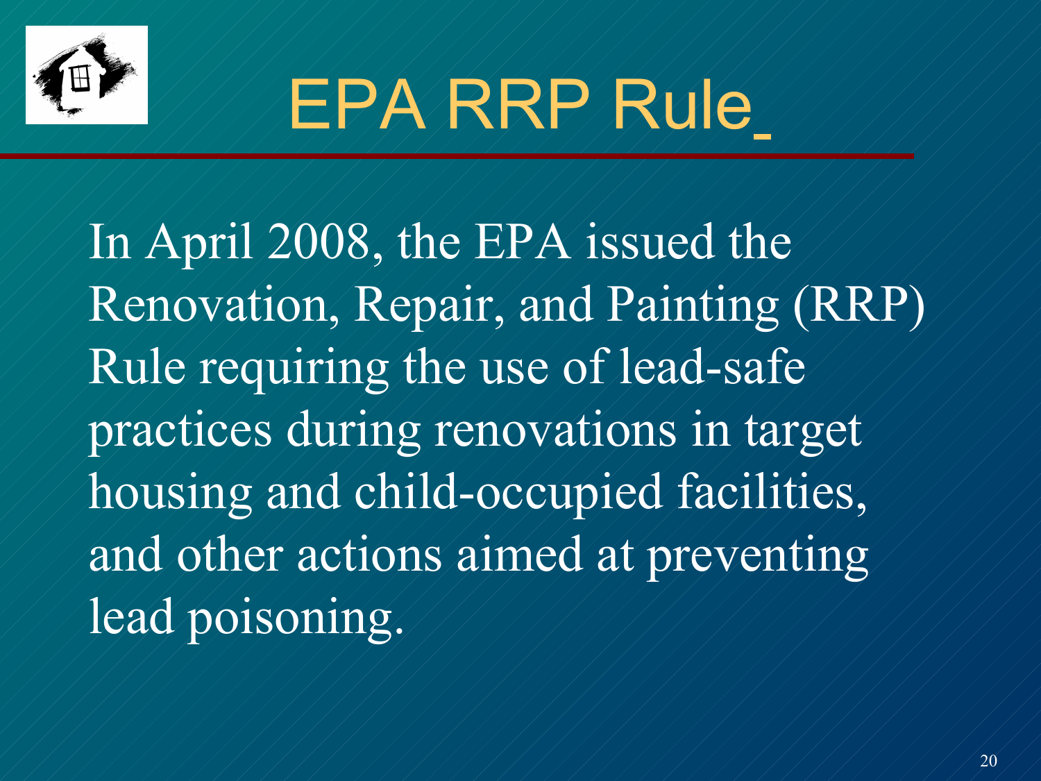# EPA RRP Rule

In April 2008, the EPA issued the Renovation, Repair, and Painting (RRP) Rule requiring the use of lead-safe practices during renovations in target housing and child-occupied facilities, and other actions aimed at preventing lead poisoning.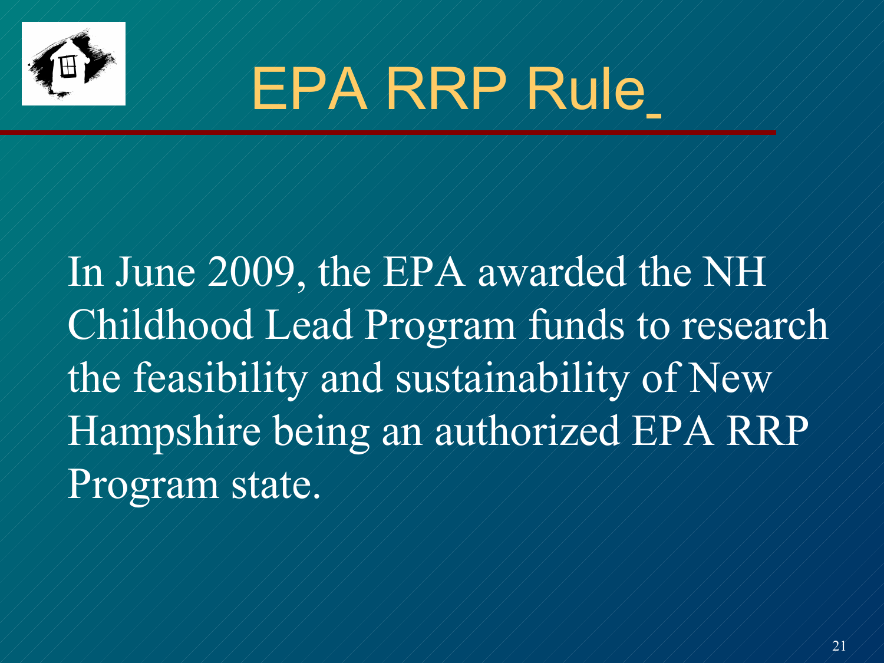# EPA RRP Rule

In June 2009, the EPA awarded the NH Childhood Lead Program funds to research the feasibility and sustainability of New Hampshire being an authorized EPA RRP Program state.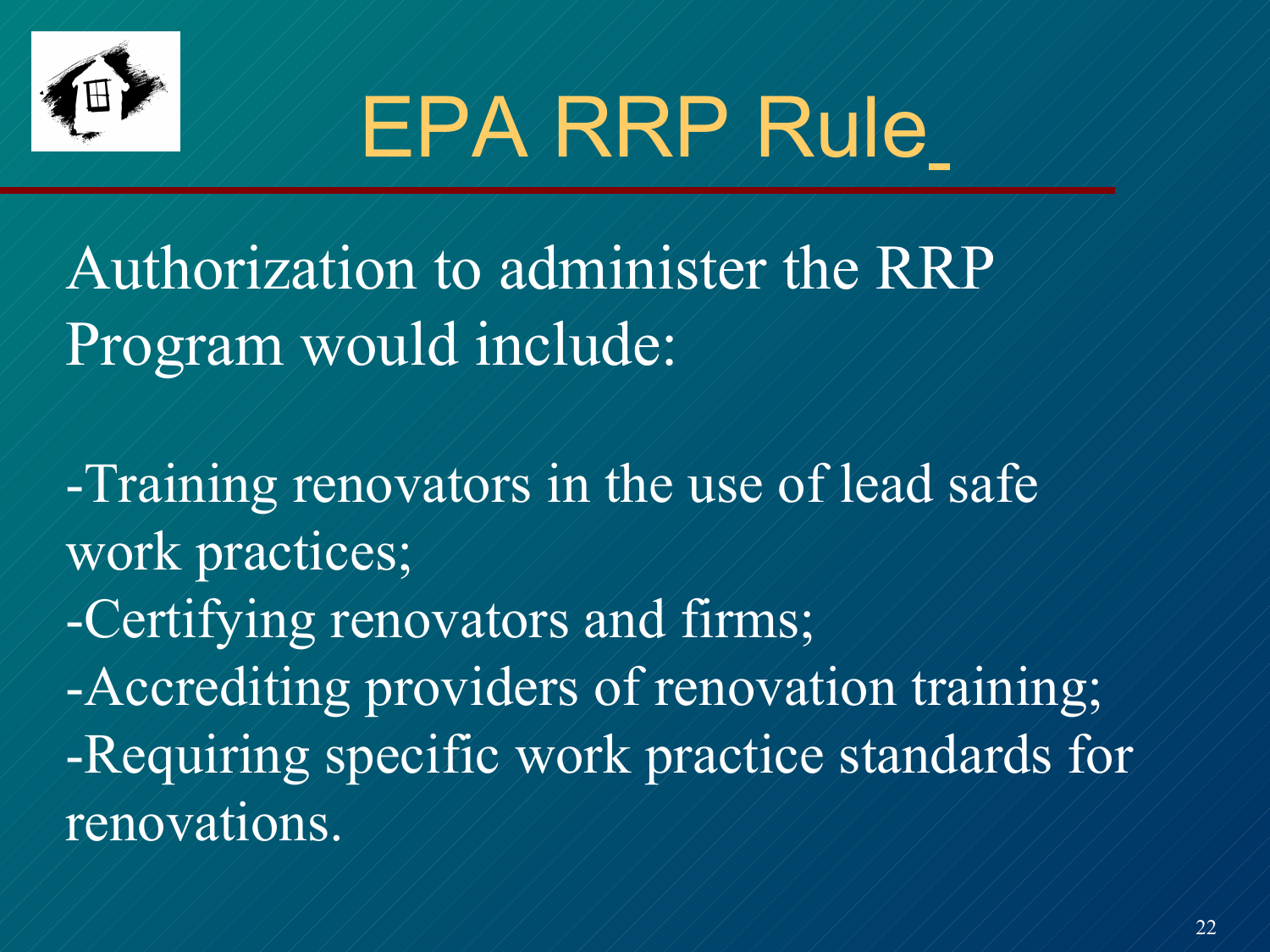# EPA RRP Rule

Authorization to administer the RRP Program would include:

-Training renovators in the use of lead safe work practices;
-Certifying renovators and firms;
-Accrediting providers of renovation training;
-Requiring specific work practice standards for renovations.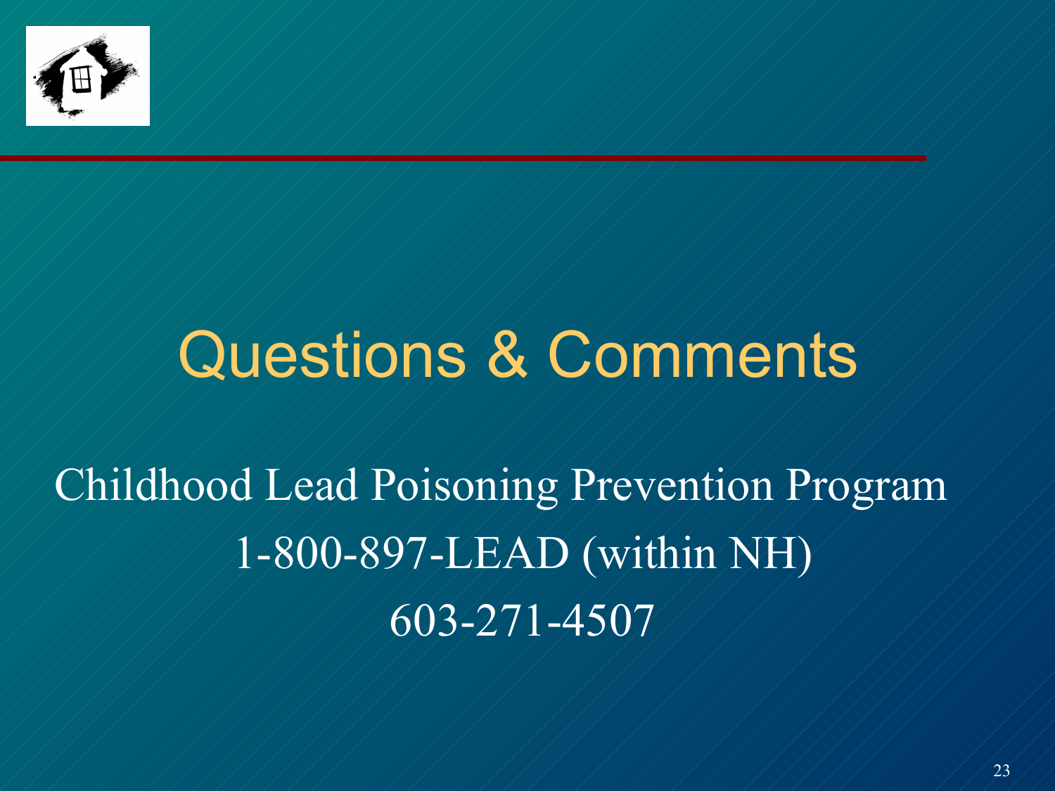# Questions & Comments

Childhood Lead Poisoning Prevention Program

1-800-897-LEAD (within NH)

603-271-4507